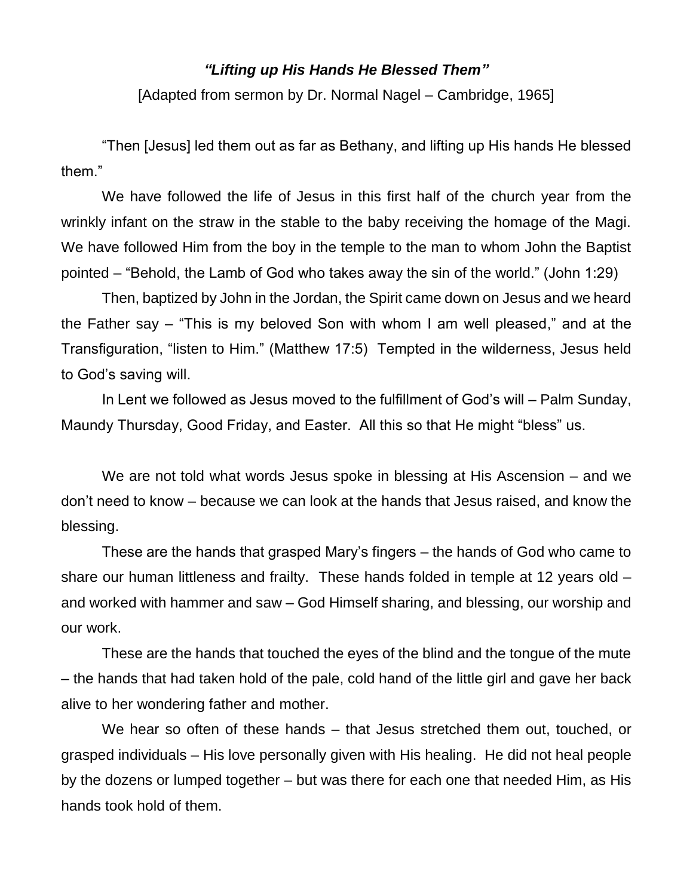***"Lifting up His Hands He Blessed Them"***

[Adapted from sermon by Dr. Normal Nagel – Cambridge, 1965]

"Then [Jesus] led them out as far as Bethany, and lifting up His hands He blessed them."

We have followed the life of Jesus in this first half of the church year from the wrinkly infant on the straw in the stable to the baby receiving the homage of the Magi. We have followed Him from the boy in the temple to the man to whom John the Baptist pointed – "Behold, the Lamb of God who takes away the sin of the world." (John 1:29)

Then, baptized by John in the Jordan, the Spirit came down on Jesus and we heard the Father say – "This is my beloved Son with whom I am well pleased," and at the Transfiguration, "listen to Him." (Matthew 17:5) Tempted in the wilderness, Jesus held to God's saving will.

In Lent we followed as Jesus moved to the fulfillment of God's will – Palm Sunday, Maundy Thursday, Good Friday, and Easter. All this so that He might "bless" us.

We are not told what words Jesus spoke in blessing at His Ascension – and we don't need to know – because we can look at the hands that Jesus raised, and know the blessing.

These are the hands that grasped Mary's fingers – the hands of God who came to share our human littleness and frailty. These hands folded in temple at 12 years old – and worked with hammer and saw – God Himself sharing, and blessing, our worship and our work.

These are the hands that touched the eyes of the blind and the tongue of the mute – the hands that had taken hold of the pale, cold hand of the little girl and gave her back alive to her wondering father and mother.

We hear so often of these hands – that Jesus stretched them out, touched, or grasped individuals – His love personally given with His healing. He did not heal people by the dozens or lumped together – but was there for each one that needed Him, as His hands took hold of them.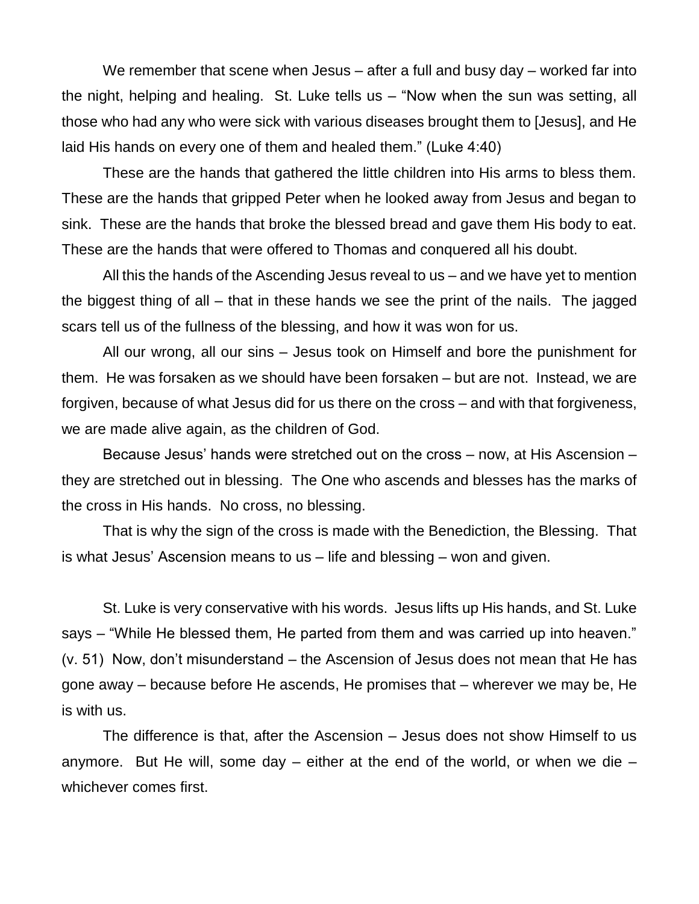We remember that scene when Jesus – after a full and busy day – worked far into the night, helping and healing. St. Luke tells us – "Now when the sun was setting, all those who had any who were sick with various diseases brought them to [Jesus], and He laid His hands on every one of them and healed them." (Luke 4:40)

These are the hands that gathered the little children into His arms to bless them. These are the hands that gripped Peter when he looked away from Jesus and began to sink. These are the hands that broke the blessed bread and gave them His body to eat. These are the hands that were offered to Thomas and conquered all his doubt.

All this the hands of the Ascending Jesus reveal to us – and we have yet to mention the biggest thing of all – that in these hands we see the print of the nails. The jagged scars tell us of the fullness of the blessing, and how it was won for us.

All our wrong, all our sins – Jesus took on Himself and bore the punishment for them. He was forsaken as we should have been forsaken – but are not. Instead, we are forgiven, because of what Jesus did for us there on the cross – and with that forgiveness, we are made alive again, as the children of God.

Because Jesus' hands were stretched out on the cross – now, at His Ascension – they are stretched out in blessing. The One who ascends and blesses has the marks of the cross in His hands. No cross, no blessing.

That is why the sign of the cross is made with the Benediction, the Blessing. That is what Jesus' Ascension means to us – life and blessing – won and given.

St. Luke is very conservative with his words. Jesus lifts up His hands, and St. Luke says – "While He blessed them, He parted from them and was carried up into heaven." (v. 51) Now, don't misunderstand – the Ascension of Jesus does not mean that He has gone away – because before He ascends, He promises that – wherever we may be, He is with us.

The difference is that, after the Ascension – Jesus does not show Himself to us anymore. But He will, some day – either at the end of the world, or when we die – whichever comes first.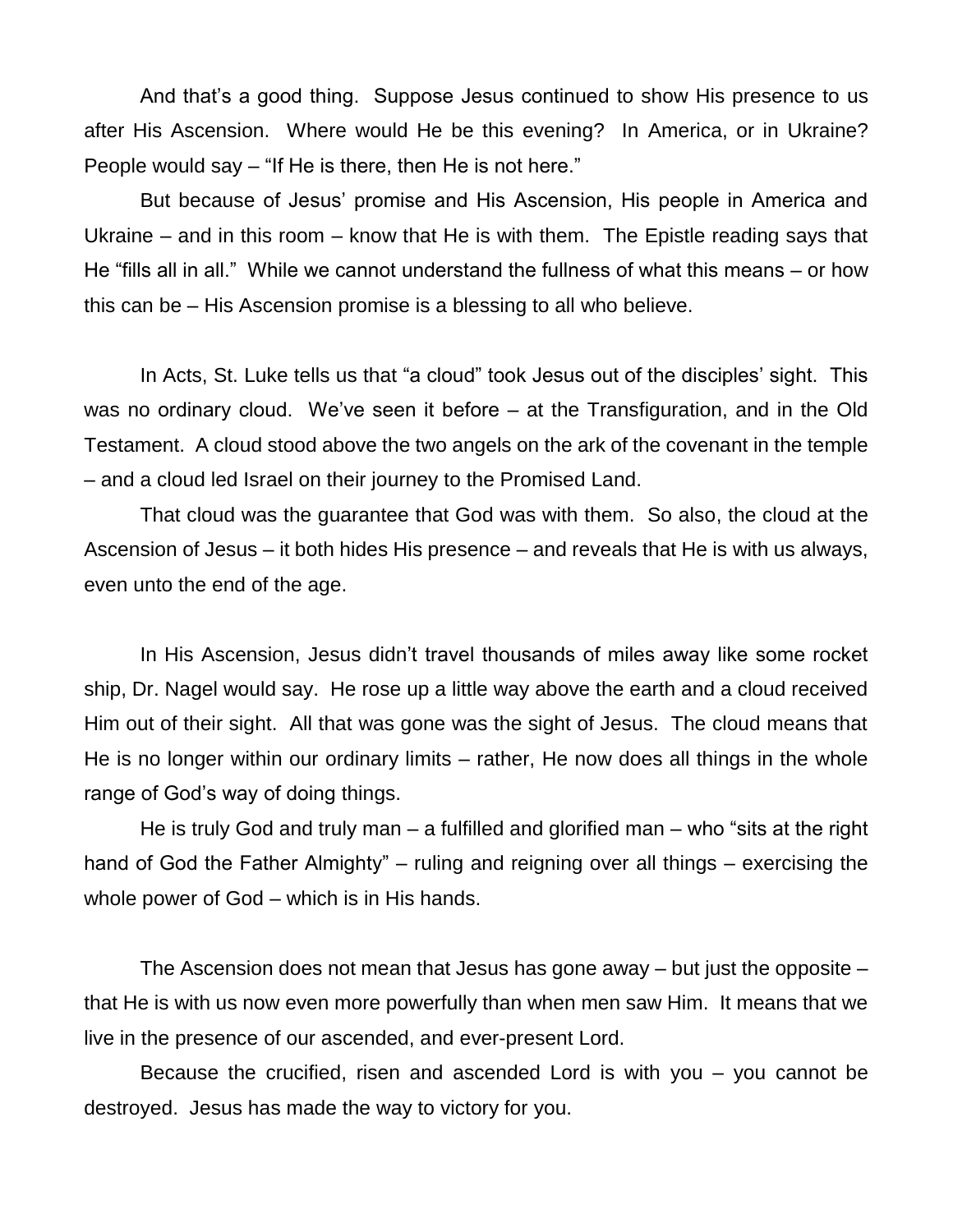And that's a good thing. Suppose Jesus continued to show His presence to us after His Ascension. Where would He be this evening? In America, or in Ukraine? People would say – "If He is there, then He is not here."

But because of Jesus' promise and His Ascension, His people in America and Ukraine – and in this room – know that He is with them. The Epistle reading says that He "fills all in all." While we cannot understand the fullness of what this means – or how this can be – His Ascension promise is a blessing to all who believe.

In Acts, St. Luke tells us that "a cloud" took Jesus out of the disciples' sight. This was no ordinary cloud. We've seen it before – at the Transfiguration, and in the Old Testament. A cloud stood above the two angels on the ark of the covenant in the temple – and a cloud led Israel on their journey to the Promised Land.

That cloud was the guarantee that God was with them. So also, the cloud at the Ascension of Jesus – it both hides His presence – and reveals that He is with us always, even unto the end of the age.

In His Ascension, Jesus didn't travel thousands of miles away like some rocket ship, Dr. Nagel would say. He rose up a little way above the earth and a cloud received Him out of their sight. All that was gone was the sight of Jesus. The cloud means that He is no longer within our ordinary limits – rather, He now does all things in the whole range of God's way of doing things.

He is truly God and truly man – a fulfilled and glorified man – who "sits at the right hand of God the Father Almighty" – ruling and reigning over all things – exercising the whole power of God – which is in His hands.

The Ascension does not mean that Jesus has gone away – but just the opposite – that He is with us now even more powerfully than when men saw Him. It means that we live in the presence of our ascended, and ever-present Lord.

Because the crucified, risen and ascended Lord is with you – you cannot be destroyed. Jesus has made the way to victory for you.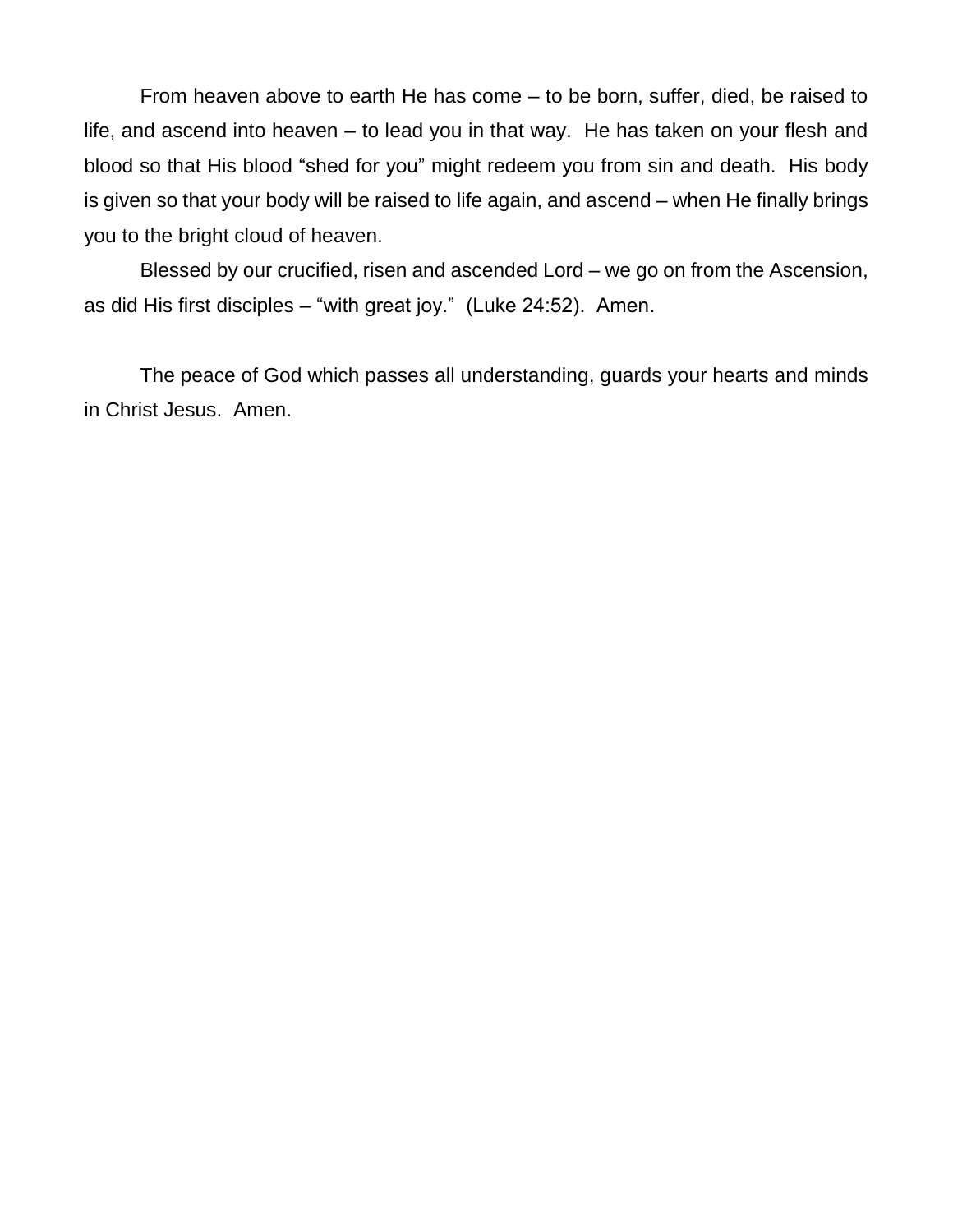From heaven above to earth He has come – to be born, suffer, died, be raised to life, and ascend into heaven – to lead you in that way. He has taken on your flesh and blood so that His blood "shed for you" might redeem you from sin and death. His body is given so that your body will be raised to life again, and ascend – when He finally brings you to the bright cloud of heaven.

Blessed by our crucified, risen and ascended Lord – we go on from the Ascension, as did His first disciples – "with great joy." (Luke 24:52). Amen.

The peace of God which passes all understanding, guards your hearts and minds in Christ Jesus. Amen.